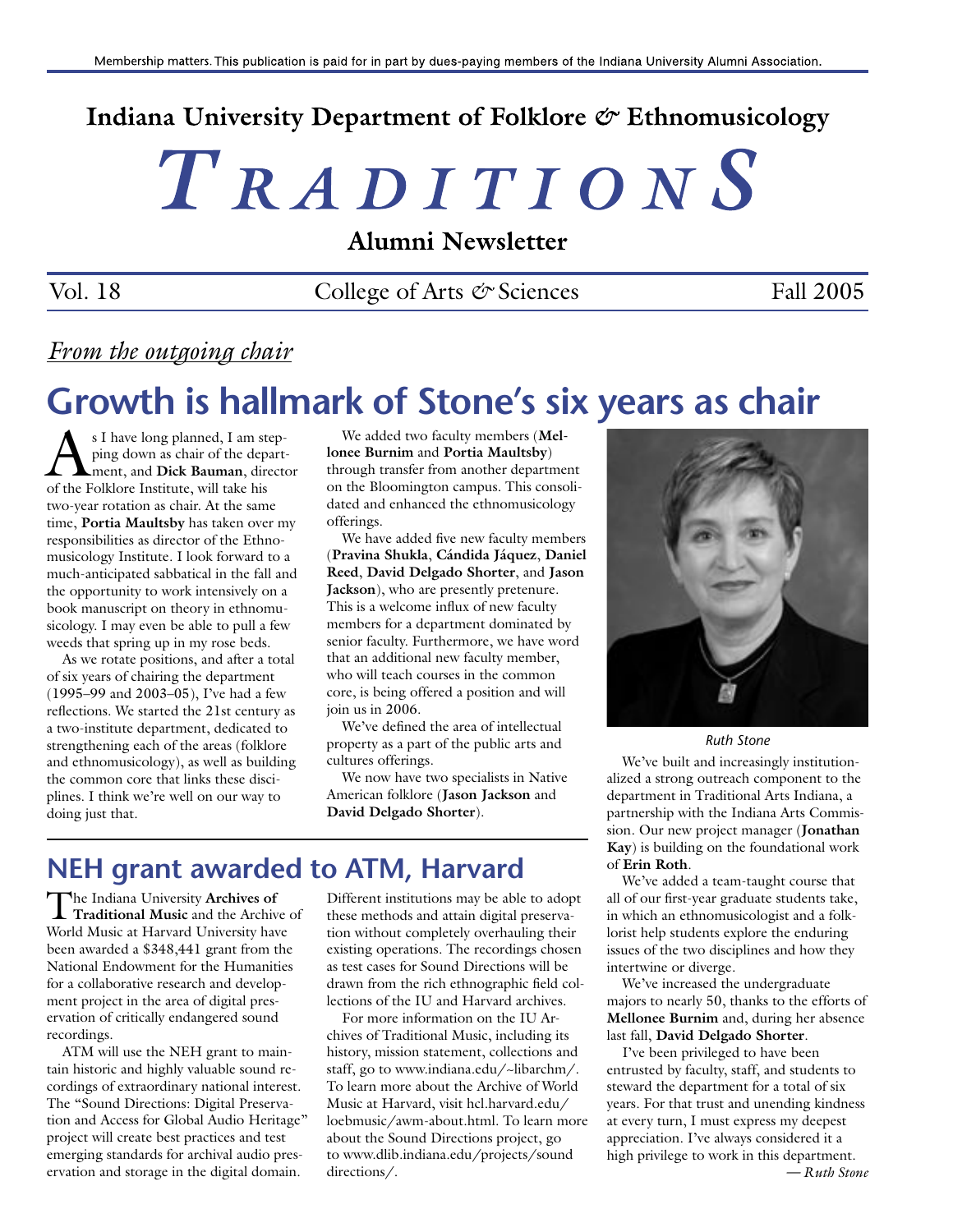Membership matters. This publication is paid for in part by dues-paying members of the Indiana University Alumni Association.

**Indiana University Department of Folklore & Ethnomusicology**

# TRADITIONS

**Alumni Newsletter**

Vol. 18 | College of Arts & Sciences | Fall 2005

*From the outgoing chair*

## Growth is hallmark of Stone's six years as chair

As I have long planned, I am stepping down as chair of the department, and **Dick Bauman**, director of the Folklore Institute, will take his two-year rotation as chair. At the same time, **Portia Maultsby** has taken over my responsibilities as director of the Ethnomusicology Institute. I look forward to a much-anticipated sabbatical in the fall and the opportunity to work intensively on a book manuscript on theory in ethnomusicology. I may even be able to pull a few weeds that spring up in my rose beds.

As we rotate positions, and after a total of six years of chairing the department (1995–99 and 2003–05), I've had a few reflections. We started the 21st century as a two-institute department, dedicated to strengthening each of the areas (folklore and ethnomusicology), as well as building the common core that links these disciplines. I think we're well on our way to doing just that.

We added two faculty members (**Mellonee Burnim** and **Portia Maultsby**) through transfer from another department on the Bloomington campus. This consolidated and enhanced the ethnomusicology offerings.

We have added five new faculty members (**Pravina Shukla**, **Cándida Jáquez**, **Daniel Reed**, **David Delgado Shorter**, and **Jason Jackson**), who are presently pretenure. This is a welcome influx of new faculty members for a department dominated by senior faculty. Furthermore, we have word that an additional new faculty member, who will teach courses in the common core, is being offered a position and will join us in 2006.

We've defined the area of intellectual property as a part of the public arts and cultures offerings.

We now have two specialists in Native American folklore (**Jason Jackson** and **David Delgado Shorter**).

*Ruth Stone*

We've built and increasingly institutionalized a strong outreach component to the department in Traditional Arts Indiana, a partnership with the Indiana Arts Commission. Our new project manager (**Jonathan Kay**) is building on the foundational work of **Erin Roth**.

We've added a team-taught course that all of our first-year graduate students take, in which an ethnomusicologist and a folklorist help students explore the enduring issues of the two disciplines and how they intertwine or diverge.

We've increased the undergraduate majors to nearly 50, thanks to the efforts of **Mellonee Burnim** and, during her absence last fall, **David Delgado Shorter**.

I've been privileged to have been entrusted by faculty, staff, and students to steward the department for a total of six years. For that trust and unending kindness at every turn, I must express my deepest appreciation. I've always considered it a high privilege to work in this department.

*— Ruth Stone*

## NEH grant awarded to ATM, Harvard

The Indiana University **Archives of Traditional Music** and the Archive of World Music at Harvard University have been awarded a $348,441 grant from the National Endowment for the Humanities for a collaborative research and development project in the area of digital preservation of critically endangered sound recordings.

ATM will use the NEH grant to maintain historic and highly valuable sound recordings of extraordinary national interest. The "Sound Directions: Digital Preservation and Access for Global Audio Heritage" project will create best practices and test emerging standards for archival audio preservation and storage in the digital domain. Different institutions may be able to adopt these methods and attain digital preservation without completely overhauling their existing operations. The recordings chosen as test cases for Sound Directions will be drawn from the rich ethnographic field collections of the IU and Harvard archives.

For more information on the IU Archives of Traditional Music, including its history, mission statement, collections and staff, go to www.indiana.edu/~libarchm/. To learn more about the Archive of World Music at Harvard, visit hcl.harvard.edu/loebmusic/awm-about.html. To learn more about the Sound Directions project, go to www.dlib.indiana.edu/projects/sounddirections/.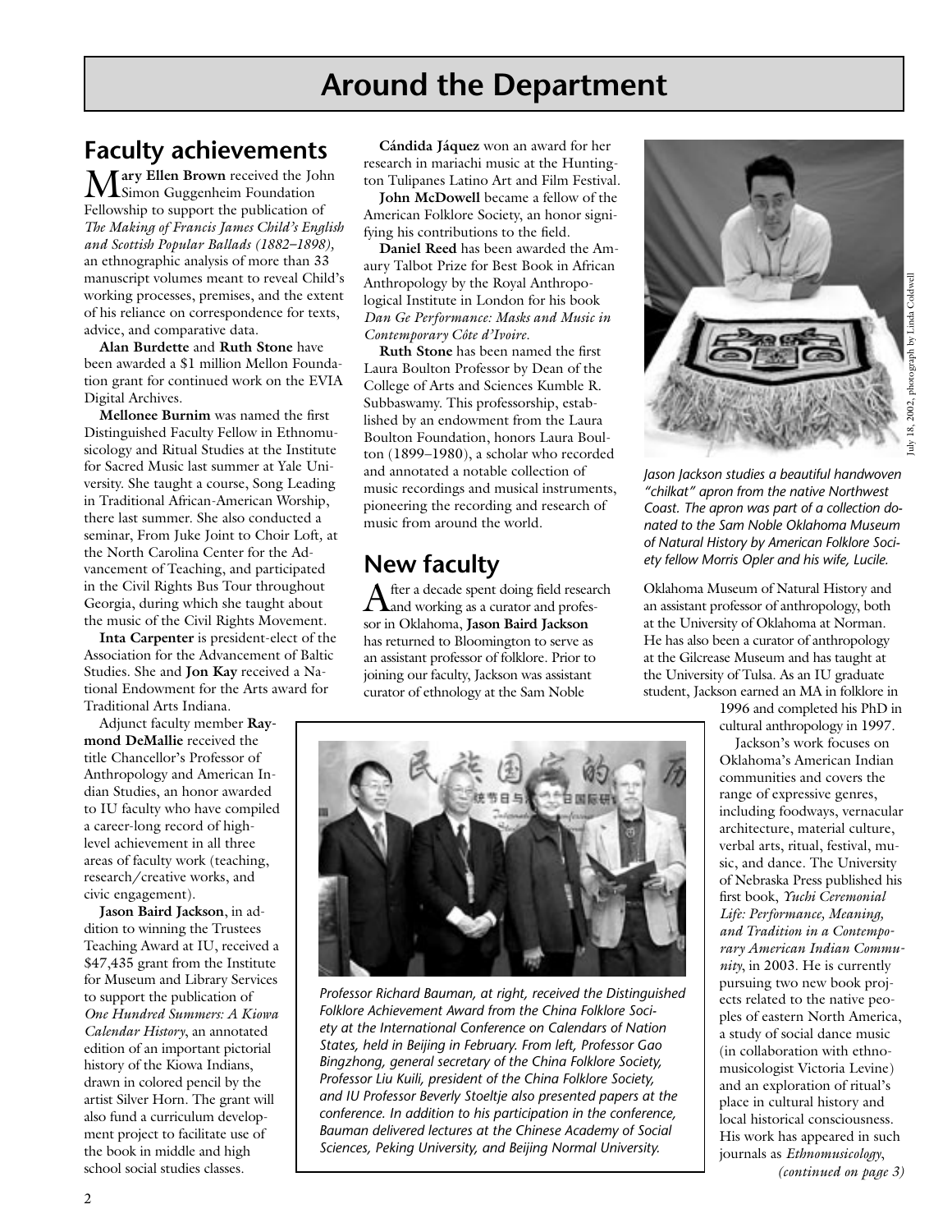# Around the Department

## Faculty achievements

**Mary Ellen Brown** received the John Simon Guggenheim Foundation Fellowship to support the publication of *The Making of Francis James Child's English and Scottish Popular Ballads (1882–1898),* an ethnographic analysis of more than 33 manuscript volumes meant to reveal Child's working processes, premises, and the extent of his reliance on correspondence for texts, advice, and comparative data.

**Alan Burdette** and **Ruth Stone** have been awarded a $1 million Mellon Foundation grant for continued work on the EVIA Digital Archives.

**Mellonee Burnim** was named the first Distinguished Faculty Fellow in Ethnomusicology and Ritual Studies at the Institute for Sacred Music last summer at Yale University. She taught a course, Song Leading in Traditional African-American Worship, there last summer. She also conducted a seminar, From Juke Joint to Choir Loft, at the North Carolina Center for the Advancement of Teaching, and participated in the Civil Rights Bus Tour throughout Georgia, during which she taught about the music of the Civil Rights Movement.

**Inta Carpenter** is president-elect of the Association for the Advancement of Baltic Studies. She and **Jon Kay** received a National Endowment for the Arts award for Traditional Arts Indiana.

Adjunct faculty member **Raymond DeMallie** received the title Chancellor's Professor of Anthropology and American Indian Studies, an honor awarded to IU faculty who have compiled a career-long record of high-level achievement in all three areas of faculty work (teaching, research/creative works, and civic engagement).

**Jason Baird Jackson**, in addition to winning the Trustees Teaching Award at IU, received a $47,435 grant from the Institute for Museum and Library Services to support the publication of *One Hundred Summers: A Kiowa Calendar History*, an annotated edition of an important pictorial history of the Kiowa Indians, drawn in colored pencil by the artist Silver Horn. The grant will also fund a curriculum development project to facilitate use of the book in middle and high school social studies classes.

**Cándida Jáquez** won an award for her research in mariachi music at the Huntington Tulipanes Latino Art and Film Festival.

**John McDowell** became a fellow of the American Folklore Society, an honor signifying his contributions to the field.

**Daniel Reed** has been awarded the Amaury Talbot Prize for Best Book in African Anthropology by the Royal Anthropological Institute in London for his book *Dan Ge Performance: Masks and Music in Contemporary Côte d'Ivoire.*

**Ruth Stone** has been named the first Laura Boulton Professor by Dean of the College of Arts and Sciences Kumble R. Subbaswamy. This professorship, established by an endowment from the Laura Boulton Foundation, honors Laura Boulton (1899–1980), a scholar who recorded and annotated a notable collection of music recordings and musical instruments, pioneering the recording and research of music from around the world.

*Professor Richard Bauman, at right, received the Distinguished Folklore Achievement Award from the China Folklore Society at the International Conference on Calendars of Nation States, held in Beijing in February. From left, Professor Gao Bingzhong, general secretary of the China Folklore Society, Professor Liu Kuili, president of the China Folklore Society, and IU Professor Beverly Stoeltje also presented papers at the conference. In addition to his participation in the conference, Bauman delivered lectures at the Chinese Academy of Social Sciences, Peking University, and Beijing Normal University.*

## New faculty

After a decade spent doing field research and working as a curator and professor in Oklahoma, **Jason Baird Jackson** has returned to Bloomington to serve as an assistant professor of folklore. Prior to joining our faculty, Jackson was assistant curator of ethnology at the Sam Noble Oklahoma Museum of Natural History and an assistant professor of anthropology, both at the University of Oklahoma at Norman. He has also been a curator of anthropology at the Gilcrease Museum and has taught at the University of Tulsa. As an IU graduate student, Jackson earned an MA in folklore in 1996 and completed his PhD in cultural anthropology in 1997.

*Jason Jackson studies a beautiful handwoven "chilkat" apron from the native Northwest Coast. The apron was part of a collection donated to the Sam Noble Oklahoma Museum of Natural History by American Folklore Society fellow Morris Opler and his wife, Lucile.*

July 18, 2002, photograph by Linda Coldwell

Jackson's work focuses on Oklahoma's American Indian communities and covers the range of expressive genres, including foodways, vernacular architecture, material culture, verbal arts, ritual, festival, music, and dance. The University of Nebraska Press published his first book, *Yuchi Ceremonial Life: Performance, Meaning, and Tradition in a Contemporary American Indian Community*, in 2003. He is currently pursuing two new book projects related to the native peoples of eastern North America, a study of social dance music (in collaboration with ethnomusicologist Victoria Levine) and an exploration of ritual's place in cultural history and local historical consciousness. His work has appeared in such journals as *Ethnomusicology*,

*(continued on page 3)*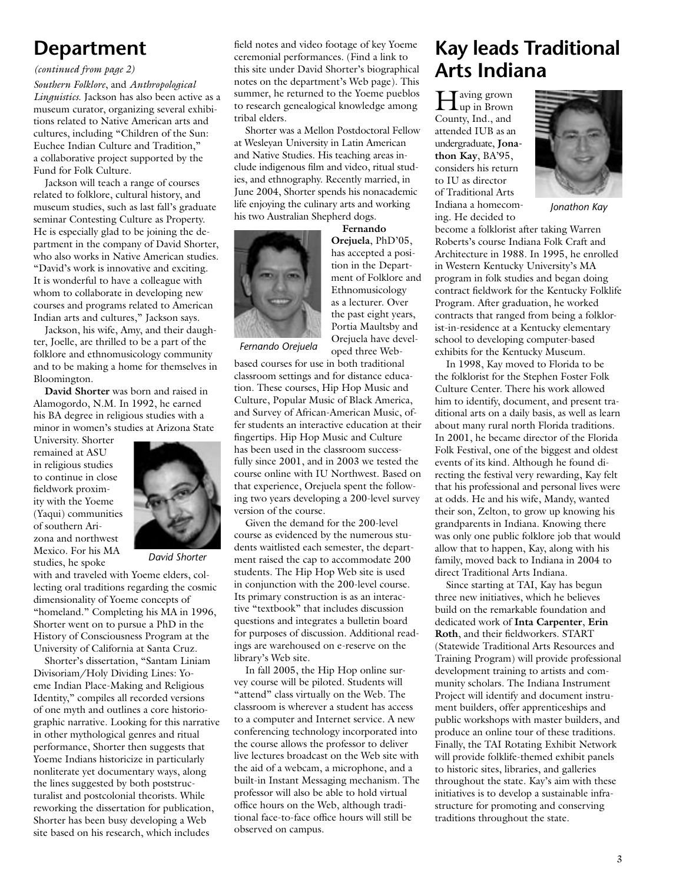## Department

*(continued from page 2)*

*Southern Folklore*, and *Anthropological Linguistics.* Jackson has also been active as a museum curator, organizing several exhibitions related to Native American arts and cultures, including "Children of the Sun: Euchee Indian Culture and Tradition," a collaborative project supported by the Fund for Folk Culture.

Jackson will teach a range of courses related to folklore, cultural history, and museum studies, such as last fall's graduate seminar Contesting Culture as Property. He is especially glad to be joining the department in the company of David Shorter, who also works in Native American studies. "David's work is innovative and exciting. It is wonderful to have a colleague with whom to collaborate in developing new courses and programs related to American Indian arts and cultures," Jackson says.

Jackson, his wife, Amy, and their daughter, Joelle, are thrilled to be a part of the folklore and ethnomusicology community and to be making a home for themselves in Bloomington.

**David Shorter** was born and raised in Alamogordo, N.M. In 1992, he earned his BA degree in religious studies with a minor in women's studies at Arizona State University. Shorter remained at ASU in religious studies to continue in close fieldwork proximity with the Yoeme (Yaqui) communities of southern Arizona and northwest Mexico. For his MA studies, he spoke with and traveled with Yoeme elders, collecting oral traditions regarding the cosmic dimensionality of Yoeme concepts of "homeland." Completing his MA in 1996, Shorter went on to pursue a PhD in the History of Consciousness Program at the University of California at Santa Cruz.

*David Shorter*

Shorter's dissertation, "Santam Liniam Divisoriam/Holy Dividing Lines: Yoeme Indian Place-Making and Religious Identity," compiles all recorded versions of one myth and outlines a core historiographic narrative. Looking for this narrative in other mythological genres and ritual performance, Shorter then suggests that Yoeme Indians historicize in particularly nonliterate yet documentary ways, along the lines suggested by both poststructuralist and postcolonial theorists. While reworking the dissertation for publication, Shorter has been busy developing a Web site based on his research, which includes field notes and video footage of key Yoeme ceremonial performances. (Find a link to this site under David Shorter's biographical notes on the department's Web page). This summer, he returned to the Yoeme pueblos to research genealogical knowledge among tribal elders.

Shorter was a Mellon Postdoctoral Fellow at Wesleyan University in Latin American and Native Studies. His teaching areas include indigenous film and video, ritual studies, and ethnography. Recently married, in June 2004, Shorter spends his nonacademic life enjoying the culinary arts and working his two Australian Shepherd dogs.

**Fernando Orejuela**, PhD'05, has accepted a position in the Department of Folklore and Ethnomusicology as a lecturer. Over the past eight years, Portia Maultsby and Orejuela have developed three Web-based courses for use in both traditional classroom settings and for distance education. These courses, Hip Hop Music and Culture, Popular Music of Black America, and Survey of African-American Music, offer students an interactive education at their fingertips. Hip Hop Music and Culture has been used in the classroom successfully since 2001, and in 2003 we tested the course online with IU Northwest. Based on that experience, Orejuela spent the following two years developing a 200-level survey version of the course.

*Fernando Orejuela*

Given the demand for the 200-level course as evidenced by the numerous students waitlisted each semester, the department raised the cap to accommodate 200 students. The Hip Hop Web site is used in conjunction with the 200-level course. Its primary construction is as an interactive "textbook" that includes discussion questions and integrates a bulletin board for purposes of discussion. Additional readings are warehoused on e-reserve on the library's Web site.

In fall 2005, the Hip Hop online survey course will be piloted. Students will "attend" class virtually on the Web. The classroom is wherever a student has access to a computer and Internet service. A new conferencing technology incorporated into the course allows the professor to deliver live lectures broadcast on the Web site with the aid of a webcam, a microphone, and a built-in Instant Messaging mechanism. The professor will also be able to hold virtual office hours on the Web, although traditional face-to-face office hours will still be observed on campus.

## Kay leads Traditional Arts Indiana

Having grown up in Brown County, Ind., and attended IUB as an undergraduate, **Jonathon Kay**, BA'95, considers his return to IU as director of Traditional Arts Indiana a homecoming. He decided to become a folklorist after taking Warren Roberts's course Indiana Folk Craft and Architecture in 1988. In 1995, he enrolled in Western Kentucky University's MA program in folk studies and began doing contract fieldwork for the Kentucky Folklife Program. After graduation, he worked contracts that ranged from being a folklorist-in-residence at a Kentucky elementary school to developing computer-based exhibits for the Kentucky Museum.

*Jonathon Kay*

In 1998, Kay moved to Florida to be the folklorist for the Stephen Foster Folk Culture Center. There his work allowed him to identify, document, and present traditional arts on a daily basis, as well as learn about many rural north Florida traditions. In 2001, he became director of the Florida Folk Festival, one of the biggest and oldest events of its kind. Although he found directing the festival very rewarding, Kay felt that his professional and personal lives were at odds. He and his wife, Mandy, wanted their son, Zelton, to grow up knowing his grandparents in Indiana. Knowing there was only one public folklore job that would allow that to happen, Kay, along with his family, moved back to Indiana in 2004 to direct Traditional Arts Indiana.

Since starting at TAI, Kay has begun three new initiatives, which he believes build on the remarkable foundation and dedicated work of **Inta Carpenter**, **Erin Roth**, and their fieldworkers. START (Statewide Traditional Arts Resources and Training Program) will provide professional development training to artists and community scholars. The Indiana Instrument Project will identify and document instrument builders, offer apprenticeships and public workshops with master builders, and produce an online tour of these traditions. Finally, the TAI Rotating Exhibit Network will provide folklife-themed exhibit panels to historic sites, libraries, and galleries throughout the state. Kay's aim with these initiatives is to develop a sustainable infrastructure for promoting and conserving traditions throughout the state.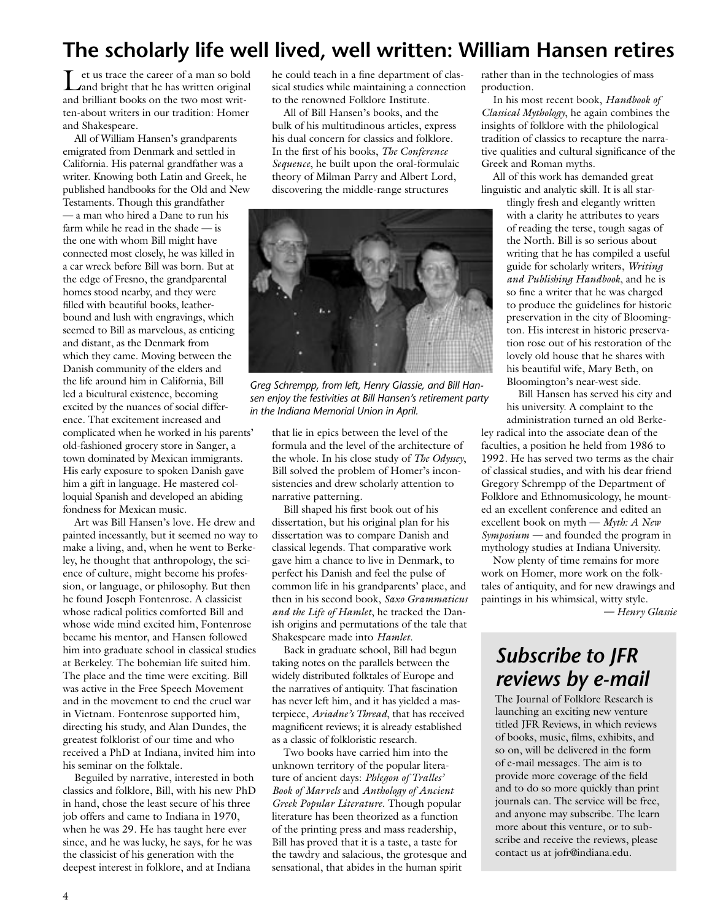# The scholarly life well lived, well written: William Hansen retires

Let us trace the career of a man so bold and bright that he has written original and brilliant books on the two most written-about writers in our tradition: Homer and Shakespeare.

All of William Hansen's grandparents emigrated from Denmark and settled in California. His paternal grandfather was a writer. Knowing both Latin and Greek, he published handbooks for the Old and New Testaments. Though this grandfather — a man who hired a Dane to run his farm while he read in the shade — is the one with whom Bill might have connected most closely, he was killed in a car wreck before Bill was born. But at the edge of Fresno, the grandparental homes stood nearby, and they were filled with beautiful books, leather-bound and lush with engravings, which seemed to Bill as marvelous, as enticing and distant, as the Denmark from which they came. Moving between the Danish community of the elders and the life around him in California, Bill led a bicultural existence, becoming excited by the nuances of social difference. That excitement increased and complicated when he worked in his parents' old-fashioned grocery store in Sanger, a town dominated by Mexican immigrants. His early exposure to spoken Danish gave him a gift in language. He mastered colloquial Spanish and developed an abiding fondness for Mexican music.

Art was Bill Hansen's love. He drew and painted incessantly, but it seemed no way to make a living, and, when he went to Berkeley, he thought that anthropology, the science of culture, might become his profession, or language, or philosophy. But then he found Joseph Fontenrose. A classicist whose radical politics comforted Bill and whose wide mind excited him, Fontenrose became his mentor, and Hansen followed him into graduate school in classical studies at Berkeley. The bohemian life suited him. The place and the time were exciting. Bill was active in the Free Speech Movement and in the movement to end the cruel war in Vietnam. Fontenrose supported him, directing his study, and Alan Dundes, the greatest folklorist of our time and who received a PhD at Indiana, invited him into his seminar on the folktale.

Beguiled by narrative, interested in both classics and folklore, Bill, with his new PhD in hand, chose the least secure of his three job offers and came to Indiana in 1970, when he was 29. He has taught here ever since, and he was lucky, he says, for he was the classicist of his generation with the deepest interest in folklore, and at Indiana he could teach in a fine department of classical studies while maintaining a connection to the renowned Folklore Institute.

All of Bill Hansen's books, and the bulk of his multitudinous articles, express his dual concern for classics and folklore. In the first of his books, *The Conference Sequence*, he built upon the oral-formulaic theory of Milman Parry and Albert Lord, discovering the middle-range structures that lie in epics between the level of the formula and the level of the architecture of the whole. In his close study of *The Odyssey*, Bill solved the problem of Homer's inconsistencies and drew scholarly attention to narrative patterning.

*Greg Schrempp, from left, Henry Glassie, and Bill Hansen enjoy the festivities at Bill Hansen's retirement party in the Indiana Memorial Union in April.*

Bill shaped his first book out of his dissertation, but his original plan for his dissertation was to compare Danish and classical legends. That comparative work gave him a chance to live in Denmark, to perfect his Danish and feel the pulse of common life in his grandparents' place, and then in his second book, *Saxo Grammaticus and the Life of Hamlet*, he tracked the Danish origins and permutations of the tale that Shakespeare made into *Hamlet*.

Back in graduate school, Bill had begun taking notes on the parallels between the widely distributed folktales of Europe and the narratives of antiquity. That fascination has never left him, and it has yielded a masterpiece, *Ariadne's Thread*, that has received magnificent reviews; it is already established as a classic of folkloristic research.

Two books have carried him into the unknown territory of the popular literature of ancient days: *Phlegon of Tralles' Book of Marvels* and *Anthology of Ancient Greek Popular Literature*. Though popular literature has been theorized as a function of the printing press and mass readership, Bill has proved that it is a taste, a taste for the tawdry and salacious, the grotesque and sensational, that abides in the human spirit rather than in the technologies of mass production.

In his most recent book, *Handbook of Classical Mythology*, he again combines the insights of folklore with the philological tradition of classics to recapture the narrative qualities and cultural significance of the Greek and Roman myths.

All of this work has demanded great linguistic and analytic skill. It is all startlingly fresh and elegantly written with a clarity he attributes to years of reading the terse, tough sagas of the North. Bill is so serious about writing that he has compiled a useful guide for scholarly writers, *Writing and Publishing Handbook*, and he is so fine a writer that he was charged to produce the guidelines for historic preservation in the city of Bloomington. His interest in historic preservation rose out of his restoration of the lovely old house that he shares with his beautiful wife, Mary Beth, on Bloomington's near-west side.

Bill Hansen has served his city and his university. A complaint to the administration turned an old Berkeley radical into the associate dean of the faculties, a position he held from 1986 to 1992. He has served two terms as the chair of classical studies, and with his dear friend Gregory Schrempp of the Department of Folklore and Ethnomusicology, he mounted an excellent conference and edited an excellent book on myth — *Myth: A New Symposium* — and founded the program in mythology studies at Indiana University.

Now plenty of time remains for more work on Homer, more work on the folktales of antiquity, and for new drawings and paintings in his whimsical, witty style.

*— Henry Glassie*

## Subscribe to JFR reviews by e-mail

The Journal of Folklore Research is launching an exciting new venture titled JFR Reviews, in which reviews of books, music, films, exhibits, and so on, will be delivered in the form of e-mail messages. The aim is to provide more coverage of the field and to do so more quickly than print journals can. The service will be free, and anyone may subscribe. The learn more about this venture, or to subscribe and receive the reviews, please contact us at jofr@indiana.edu.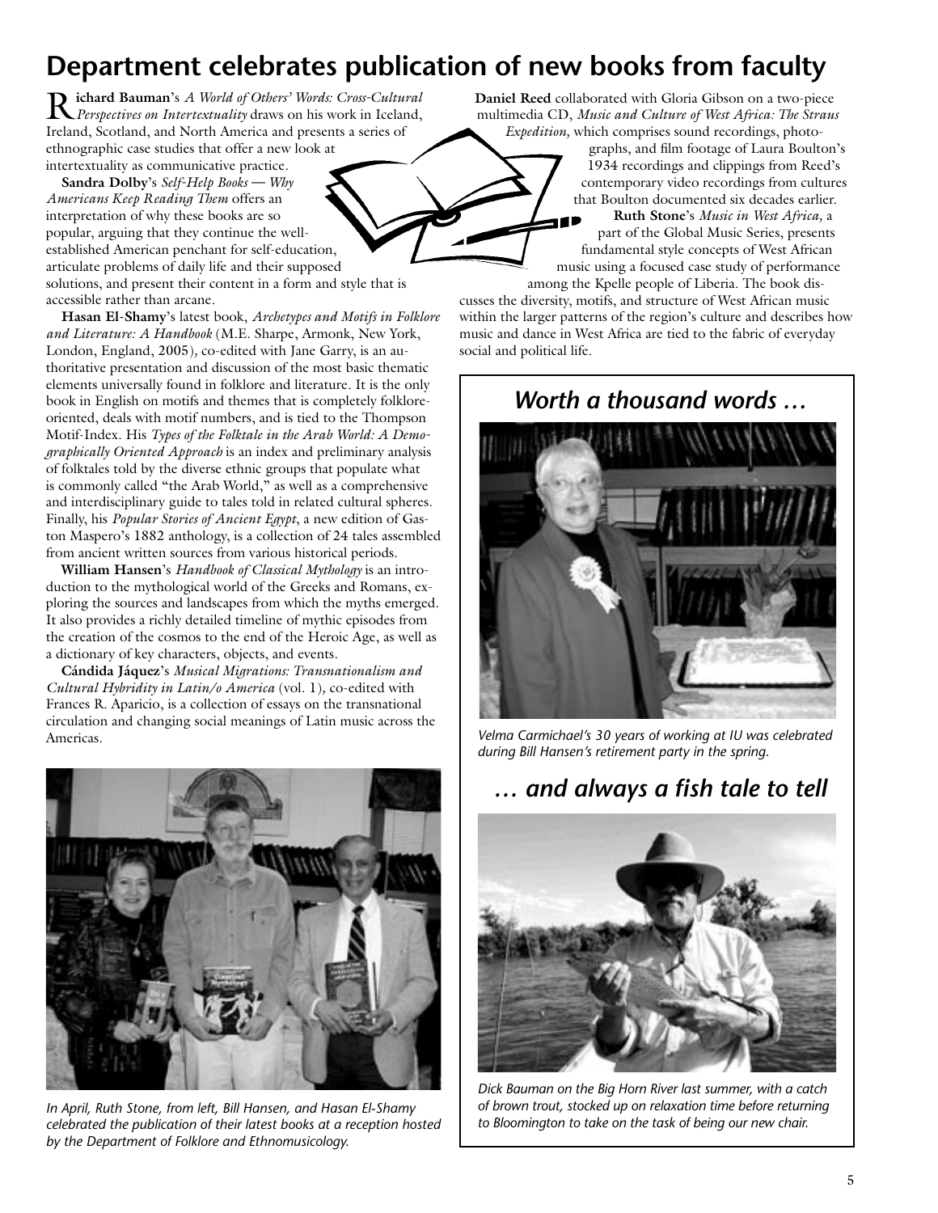# Department celebrates publication of new books from faculty

**Richard Bauman**'s *A World of Others' Words: Cross-Cultural Perspectives on Intertextuality* draws on his work in Iceland, Ireland, Scotland, and North America and presents a series of ethnographic case studies that offer a new look at intertextuality as communicative practice.

**Sandra Dolby**'s *Self-Help Books — Why Americans Keep Reading Them* offers an interpretation of why these books are so popular, arguing that they continue the well-established American penchant for self-education, articulate problems of daily life and their supposed solutions, and present their content in a form and style that is accessible rather than arcane.

**Hasan El-Shamy**'s latest book, *Archetypes and Motifs in Folklore and Literature: A Handbook* (M.E. Sharpe, Armonk, New York, London, England, 2005), co-edited with Jane Garry, is an authoritative presentation and discussion of the most basic thematic elements universally found in folklore and literature. It is the only book in English on motifs and themes that is completely folklore-oriented, deals with motif numbers, and is tied to the Thompson Motif-Index. His *Types of the Folktale in the Arab World: A Demographically Oriented Approach* is an index and preliminary analysis of folktales told by the diverse ethnic groups that populate what is commonly called "the Arab World," as well as a comprehensive and interdisciplinary guide to tales told in related cultural spheres. Finally, his *Popular Stories of Ancient Egypt*, a new edition of Gaston Maspero's 1882 anthology, is a collection of 24 tales assembled from ancient written sources from various historical periods.

**William Hansen**'s *Handbook of Classical Mythology* is an introduction to the mythological world of the Greeks and Romans, exploring the sources and landscapes from which the myths emerged. It also provides a richly detailed timeline of mythic episodes from the creation of the cosmos to the end of the Heroic Age, as well as a dictionary of key characters, objects, and events.

**Cándida Jáquez**'s *Musical Migrations: Transnationalism and Cultural Hybridity in Latin/o America* (vol. 1), co-edited with Frances R. Aparicio, is a collection of essays on the transnational circulation and changing social meanings of Latin music across the Americas.

*In April, Ruth Stone, from left, Bill Hansen, and Hasan El-Shamy celebrated the publication of their latest books at a reception hosted by the Department of Folklore and Ethnomusicology.*

**Daniel Reed** collaborated with Gloria Gibson on a two-piece multimedia CD, *Music and Culture of West Africa: The Straus Expedition,* which comprises sound recordings, photographs, and film footage of Laura Boulton's 1934 recordings and clippings from Reed's contemporary video recordings from cultures that Boulton documented six decades earlier.

**Ruth Stone**'s *Music in West Africa,* a part of the Global Music Series, presents fundamental style concepts of West African music using a focused case study of performance among the Kpelle people of Liberia. The book discusses the diversity, motifs, and structure of West African music within the larger patterns of the region's culture and describes how music and dance in West Africa are tied to the fabric of everyday social and political life.

## *Worth a thousand words …*

*Velma Carmichael's 30 years of working at IU was celebrated during Bill Hansen's retirement party in the spring.*

## *… and always a fish tale to tell*

*Dick Bauman on the Big Horn River last summer, with a catch of brown trout, stocked up on relaxation time before returning to Bloomington to take on the task of being our new chair.*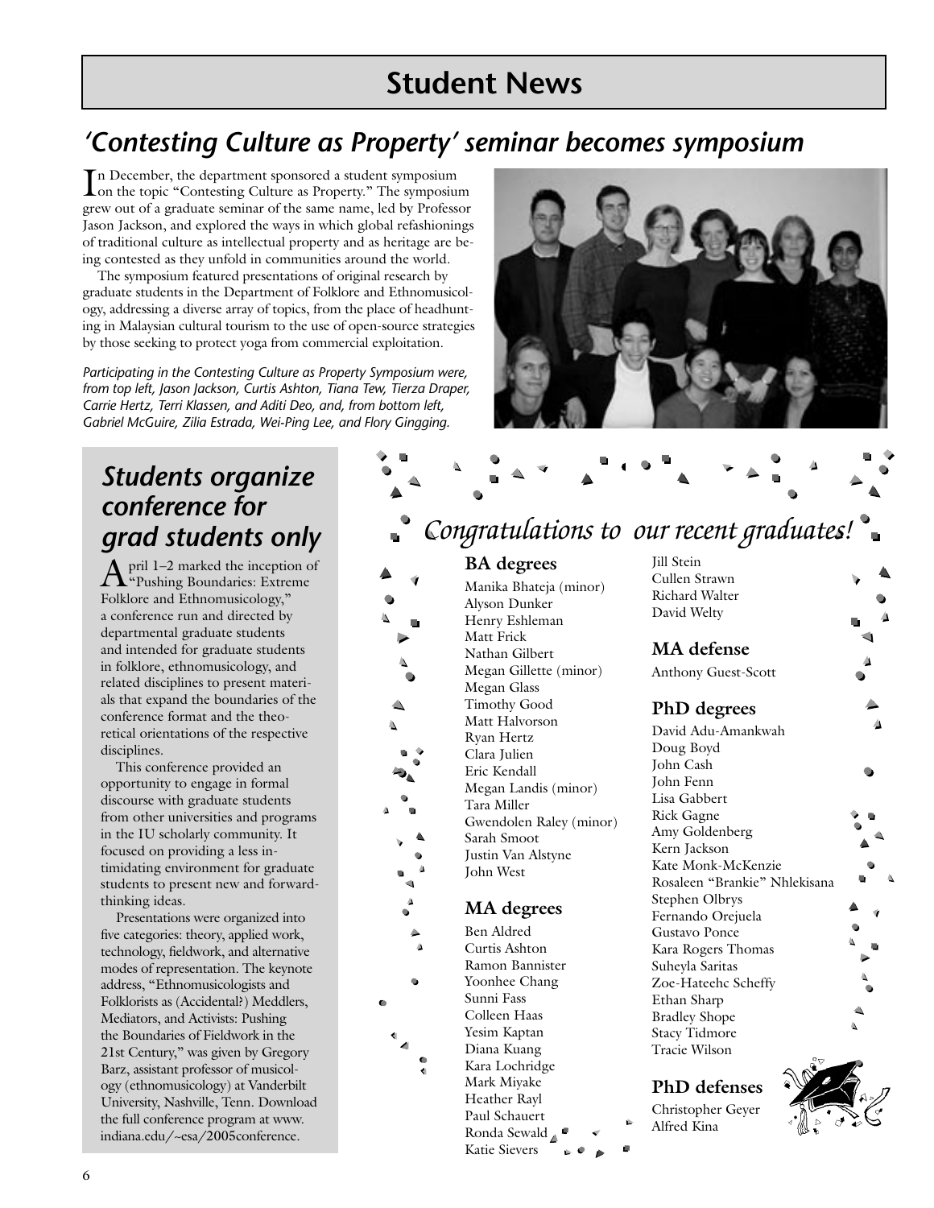# Student News

## 'Contesting Culture as Property' seminar becomes symposium

In December, the department sponsored a student symposium on the topic "Contesting Culture as Property." The symposium grew out of a graduate seminar of the same name, led by Professor Jason Jackson, and explored the ways in which global refashionings of traditional culture as intellectual property and as heritage are being contested as they unfold in communities around the world.

The symposium featured presentations of original research by graduate students in the Department of Folklore and Ethnomusicology, addressing a diverse array of topics, from the place of headhunting in Malaysian cultural tourism to the use of open-source strategies by those seeking to protect yoga from commercial exploitation.

*Participating in the Contesting Culture as Property Symposium were, from top left, Jason Jackson, Curtis Ashton, Tiana Tew, Tierza Draper, Carrie Hertz, Terri Klassen, and Aditi Deo, and, from bottom left, Gabriel McGuire, Zilia Estrada, Wei-Ping Lee, and Flory Gingging.*

## Students organize conference for grad students only

April 1–2 marked the inception of "Pushing Boundaries: Extreme Folklore and Ethnomusicology," a conference run and directed by departmental graduate students and intended for graduate students in folklore, ethnomusicology, and related disciplines to present materials that expand the boundaries of the conference format and the theoretical orientations of the respective disciplines.

This conference provided an opportunity to engage in formal discourse with graduate students from other universities and programs in the IU scholarly community. It focused on providing a less intimidating environment for graduate students to present new and forward-thinking ideas.

Presentations were organized into five categories: theory, applied work, technology, fieldwork, and alternative modes of representation. The keynote address, "Ethnomusicologists and Folklorists as (Accidental?) Meddlers, Mediators, and Activists: Pushing the Boundaries of Fieldwork in the 21st Century," was given by Gregory Barz, assistant professor of musicology (ethnomusicology) at Vanderbilt University, Nashville, Tenn. Download the full conference program at www.indiana.edu/~esa/2005conference.

## Congratulations to our recent graduates!

### BA degrees

Manika Bhateja (minor)
Alyson Dunker
Henry Eshleman
Matt Frick
Nathan Gilbert
Megan Gillette (minor)
Megan Glass
Timothy Good
Matt Halvorson
Ryan Hertz
Clara Julien
Eric Kendall
Megan Landis (minor)
Tara Miller
Gwendolen Raley (minor)
Sarah Smoot
Justin Van Alstyne
John West
Jill Stein
Cullen Strawn
Richard Walter
David Welty

### MA degrees

Ben Aldred
Curtis Ashton
Ramon Bannister
Yoonhee Chang
Sunni Fass
Colleen Haas
Yesim Kaptan
Diana Kuang
Kara Lochridge
Mark Miyake
Heather Rayl
Paul Schauert
Ronda Sewald
Katie Sievers

### MA defense

Anthony Guest-Scott

### PhD degrees

David Adu-Amankwah
Doug Boyd
John Cash
John Fenn
Lisa Gabbert
Rick Gagne
Amy Goldenberg
Kern Jackson
Kate Monk-McKenzie
Rosaleen "Brankie" Nhlekisana
Stephen Olbrys
Fernando Orejuela
Gustavo Ponce
Kara Rogers Thomas
Suheyla Saritas
Zoe-Hateehc Scheffy
Ethan Sharp
Bradley Shope
Stacy Tidmore
Tracie Wilson

### PhD defenses

Christopher Geyer
Alfred Kina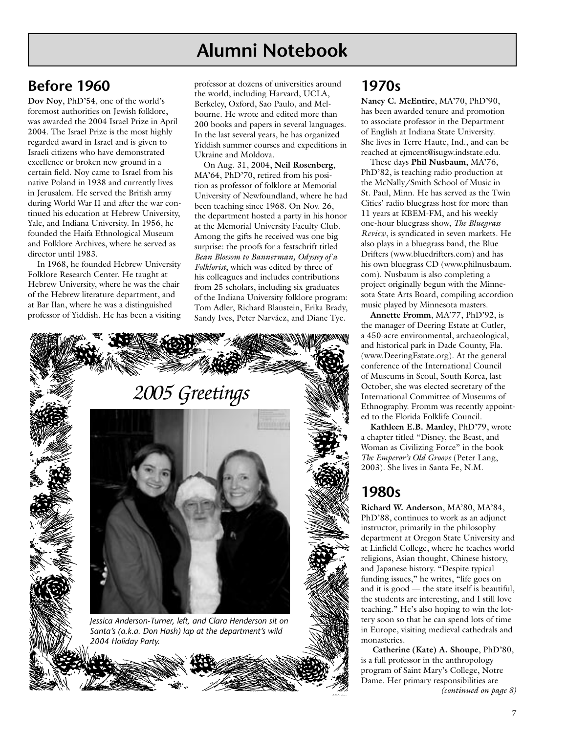# Alumni Notebook

## Before 1960

**Dov Noy**, PhD'54, one of the world's foremost authorities on Jewish folklore, was awarded the 2004 Israel Prize in April 2004. The Israel Prize is the most highly regarded award in Israel and is given to Israeli citizens who have demonstrated excellence or broken new ground in a certain field. Noy came to Israel from his native Poland in 1938 and currently lives in Jerusalem. He served the British army during World War II and after the war continued his education at Hebrew University, Yale, and Indiana University. In 1956, he founded the Haifa Ethnological Museum and Folklore Archives, where he served as director until 1983.

In 1968, he founded Hebrew University Folklore Research Center. He taught at Hebrew University, where he was the chair of the Hebrew literature department, and at Bar Ilan, where he was a distinguished professor of Yiddish. He has been a visiting professor at dozens of universities around the world, including Harvard, UCLA, Berkeley, Oxford, Sao Paulo, and Melbourne. He wrote and edited more than 200 books and papers in several languages. In the last several years, he has organized Yiddish summer courses and expeditions in Ukraine and Moldova.

On Aug. 31, 2004, **Neil Rosenberg**, MA'64, PhD'70, retired from his position as professor of folklore at Memorial University of Newfoundland, where he had been teaching since 1968. On Nov. 26, the department hosted a party in his honor at the Memorial University Faculty Club. Among the gifts he received was one big surprise: the proofs for a festschrift titled *Bean Blossom to Bannerman, Odyssey of a Folklorist*, which was edited by three of his colleagues and includes contributions from 25 scholars, including six graduates of the Indiana University folklore program: Tom Adler, Richard Blaustein, Erika Brady, Sandy Ives, Peter Narváez, and Diane Tye.

*2005 Greetings*

*Jessica Anderson-Turner, left, and Clara Henderson sit on Santa's (a.k.a. Don Hash) lap at the department's wild 2004 Holiday Party.*

## 1970s

**Nancy C. McEntire**, MA'70, PhD'90, has been awarded tenure and promotion to associate professor in the Department of English at Indiana State University. She lives in Terre Haute, Ind., and can be reached at ejmcent@isugw.indstate.edu.

These days **Phil Nusbaum**, MA'76, PhD'82, is teaching radio production at the McNally/Smith School of Music in St. Paul, Minn. He has served as the Twin Cities' radio bluegrass host for more than 11 years at KBEM-FM, and his weekly one-hour bluegrass show, *The Bluegrass Review*, is syndicated in seven markets. He also plays in a bluegrass band, the Blue Drifters (www.bluedrifters.com) and has his own bluegrass CD (www.philnusbaum.com). Nusbaum is also completing a project originally begun with the Minnesota State Arts Board, compiling accordion music played by Minnesota masters.

**Annette Fromm**, MA'77, PhD'92, is the manager of Deering Estate at Cutler, a 450-acre environmental, archaeological, and historical park in Dade County, Fla. (www.DeeringEstate.org). At the general conference of the International Council of Museums in Seoul, South Korea, last October, she was elected secretary of the International Committee of Museums of Ethnography. Fromm was recently appointed to the Florida Folklife Council.

**Kathleen E.B. Manley**, PhD'79, wrote a chapter titled "Disney, the Beast, and Woman as Civilizing Force" in the book *The Emperor's Old Groove* (Peter Lang, 2003). She lives in Santa Fe, N.M.

## 1980s

**Richard W. Anderson**, MA'80, MA'84, PhD'88, continues to work as an adjunct instructor, primarily in the philosophy department at Oregon State University and at Linfield College, where he teaches world religions, Asian thought, Chinese history, and Japanese history. "Despite typical funding issues," he writes, "life goes on and it is good — the state itself is beautiful, the students are interesting, and I still love teaching." He's also hoping to win the lottery soon so that he can spend lots of time in Europe, visiting medieval cathedrals and monasteries.

**Catherine (Kate) A. Shoupe**, PhD'80, is a full professor in the anthropology program of Saint Mary's College, Notre Dame. Her primary responsibilities are *(continued on page 8)*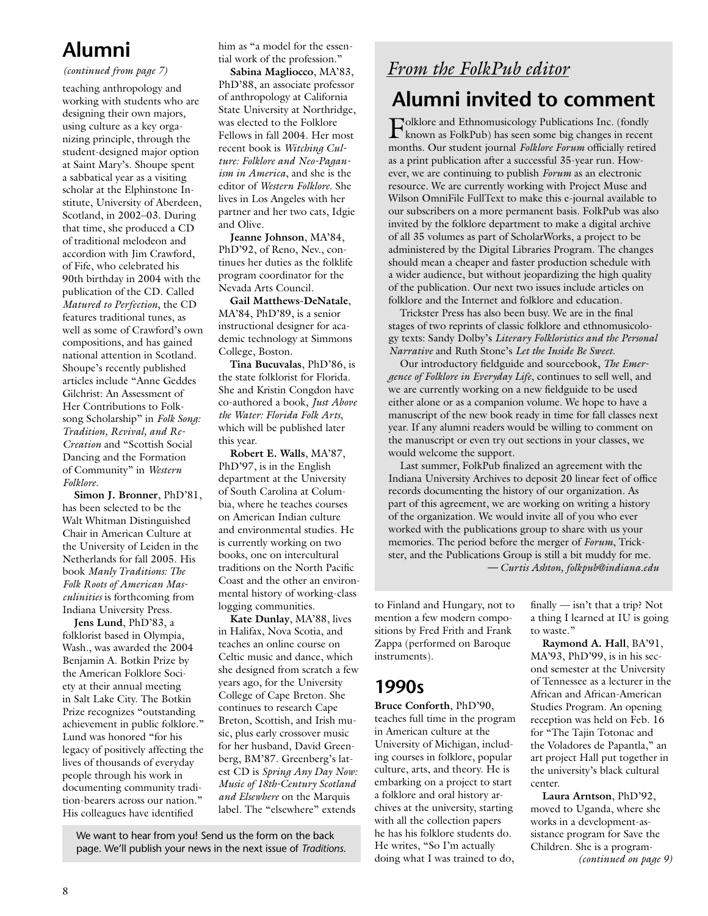## Alumni

*(continued from page 7)*

teaching anthropology and working with students who are designing their own majors, using culture as a key organizing principle, through the student-designed major option at Saint Mary's. Shoupe spent a sabbatical year as a visiting scholar at the Elphinstone Institute, University of Aberdeen, Scotland, in 2002–03. During that time, she produced a CD of traditional melodeon and accordion with Jim Crawford, of Fife, who celebrated his 90th birthday in 2004 with the publication of the CD. Called *Matured to Perfection*, the CD features traditional tunes, as well as some of Crawford's own compositions, and has gained national attention in Scotland. Shoupe's recently published articles include "Anne Geddes Gilchrist: An Assessment of Her Contributions to Folksong Scholarship" in *Folk Song: Tradition, Revival, and Re-Creation* and "Scottish Social Dancing and the Formation of Community" in *Western Folklore*.

**Simon J. Bronner**, PhD'81, has been selected to be the Walt Whitman Distinguished Chair in American Culture at the University of Leiden in the Netherlands for fall 2005. His book *Manly Traditions: The Folk Roots of American Masculinities* is forthcoming from Indiana University Press.

**Jens Lund**, PhD'83, a folklorist based in Olympia, Wash., was awarded the 2004 Benjamin A. Botkin Prize by the American Folklore Society at their annual meeting in Salt Lake City. The Botkin Prize recognizes "outstanding achievement in public folklore." Lund was honored "for his legacy of positively affecting the lives of thousands of everyday people through his work in documenting community tradition-bearers across our nation." His colleagues have identified him as "a model for the essential work of the profession."

**Sabina Magliocco**, MA'83, PhD'88, an associate professor of anthropology at California State University at Northridge, was elected to the Folklore Fellows in fall 2004. Her most recent book is *Witching Culture: Folklore and Neo-Paganism in America*, and she is the editor of *Western Folklore*. She lives in Los Angeles with her partner and her two cats, Idgie and Olive.

**Jeanne Johnson**, MA'84, PhD'92, of Reno, Nev., continues her duties as the folklife program coordinator for the Nevada Arts Council.

**Gail Matthews-DeNatale**, MA'84, PhD'89, is a senior instructional designer for academic technology at Simmons College, Boston.

**Tina Bucuvalas**, PhD'86, is the state folklorist for Florida. She and Kristin Congdon have co-authored a book, *Just Above the Water: Florida Folk Arts*, which will be published later this year.

**Robert E. Walls**, MA'87, PhD'97, is in the English department at the University of South Carolina at Columbia, where he teaches courses on American Indian culture and environmental studies. He is currently working on two books, one on intercultural traditions on the North Pacific Coast and the other an environmental history of working-class logging communities.

**Kate Dunlay**, MA'88, lives in Halifax, Nova Scotia, and teaches an online course on Celtic music and dance, which she designed from scratch a few years ago, for the University College of Cape Breton. She continues to research Cape Breton, Scottish, and Irish music, plus early crossover music for her husband, David Greenberg, BM'87. Greenberg's latest CD is *Spring Any Day Now: Music of 18th-Century Scotland and Elsewhere* on the Marquis label. The "elsewhere" extends to Finland and Hungary, not to mention a few modern compositions by Fred Frith and Frank Zappa (performed on Baroque instruments).

We want to hear from you! Send us the form on the back page. We'll publish your news in the next issue of *Traditions*.

### 1990s

**Bruce Conforth**, PhD'90, teaches full time in the program in American culture at the University of Michigan, including courses in folklore, popular culture, arts, and theory. He is embarking on a project to start a folklore and oral history archives at the university, starting with all the collection papers he has his folklore students do. He writes, "So I'm actually doing what I was trained to do, finally — isn't that a trip? Not a thing I learned at IU is going to waste."

**Raymond A. Hall**, BA'91, MA'93, PhD'99, is in his second semester at the University of Tennessee as a lecturer in the African and African-American Studies Program. An opening reception was held on Feb. 16 for "The Tajin Totonac and the Voladores de Papantla," an art project Hall put together in the university's black cultural center.

**Laura Arntson**, PhD'92, moved to Uganda, where she works in a development-assistance program for Save the Children. She is a program-

*(continued on page 9)*

---

*From the FolkPub editor*

## Alumni invited to comment

Folklore and Ethnomusicology Publications Inc. (fondly known as FolkPub) has seen some big changes in recent months. Our student journal *Folklore Forum* officially retired as a print publication after a successful 35-year run. However, we are continuing to publish *Forum* as an electronic resource. We are currently working with Project Muse and Wilson OmniFile FullText to make this e-journal available to our subscribers on a more permanent basis. FolkPub was also invited by the folklore department to make a digital archive of all 35 volumes as part of ScholarWorks, a project to be administered by the Digital Libraries Program. The changes should mean a cheaper and faster production schedule with a wider audience, but without jeopardizing the high quality of the publication. Our next two issues include articles on folklore and the Internet and folklore and education.

Trickster Press has also been busy. We are in the final stages of two reprints of classic folklore and ethnomusicology texts: Sandy Dolby's *Literary Folkloristics and the Personal Narrative* and Ruth Stone's *Let the Inside Be Sweet*.

Our introductory fieldguide and sourcebook, *The Emergence of Folklore in Everyday Life*, continues to sell well, and we are currently working on a new fieldguide to be used either alone or as a companion volume. We hope to have a manuscript of the new book ready in time for fall classes next year. If any alumni readers would be willing to comment on the manuscript or even try out sections in your classes, we would welcome the support.

Last summer, FolkPub finalized an agreement with the Indiana University Archives to deposit 20 linear feet of office records documenting the history of our organization. As part of this agreement, we are working on writing a history of the organization. We would invite all of you who ever worked with the publications group to share with us your memories. The period before the merger of *Forum*, Trickster, and the Publications Group is still a bit muddy for me.

*— Curtis Ashton, folkpub@indiana.edu*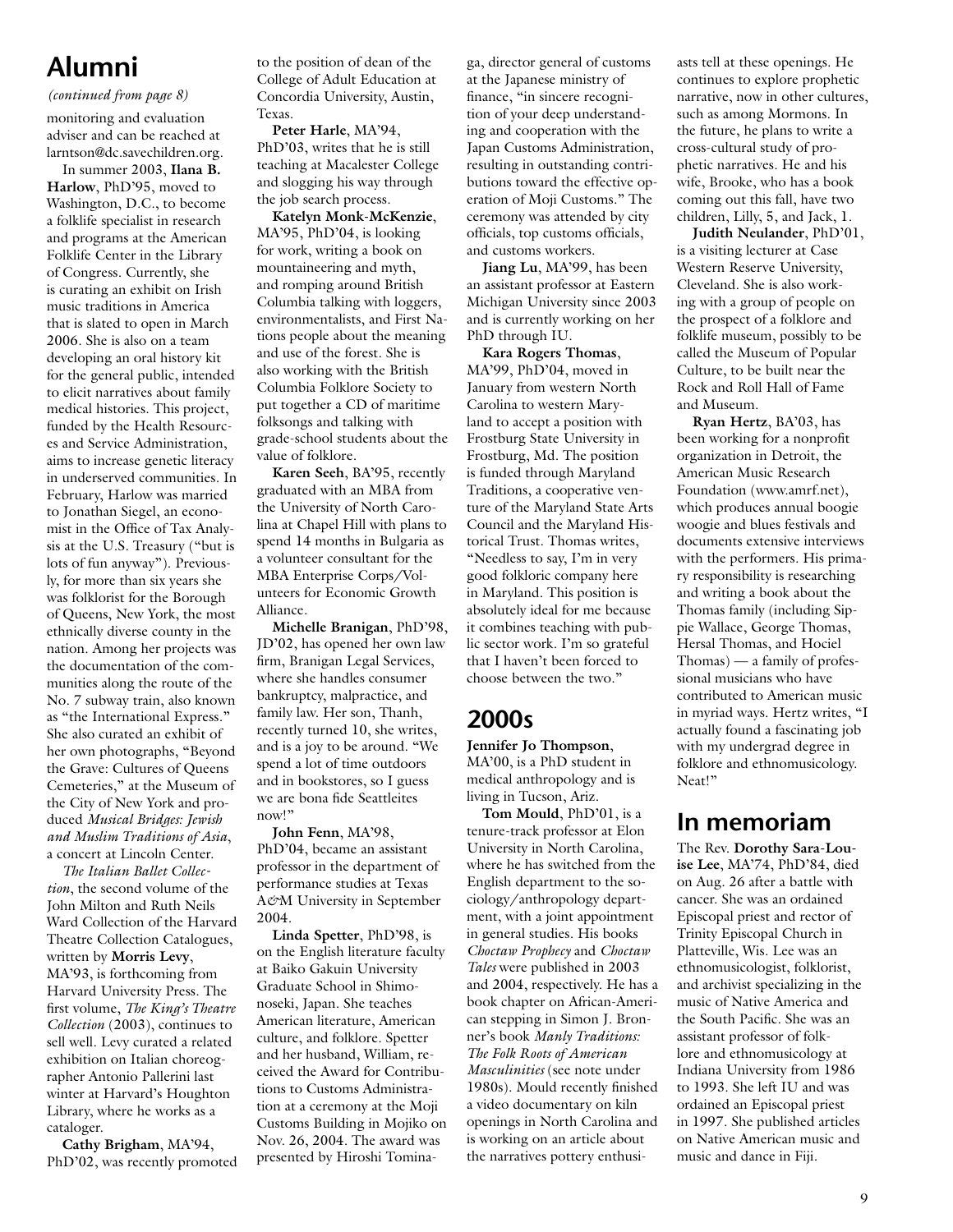## Alumni

*(continued from page 8)*

monitoring and evaluation adviser and can be reached at larntson@dc.savechildren.org.

In summer 2003, **Ilana B. Harlow**, PhD'95, moved to Washington, D.C., to become a folklife specialist in research and programs at the American Folklife Center in the Library of Congress. Currently, she is curating an exhibit on Irish music traditions in America that is slated to open in March 2006. She is also on a team developing an oral history kit for the general public, intended to elicit narratives about family medical histories. This project, funded by the Health Resources and Service Administration, aims to increase genetic literacy in underserved communities. In February, Harlow was married to Jonathan Siegel, an economist in the Office of Tax Analysis at the U.S. Treasury ("but is lots of fun anyway"). Previously, for more than six years she was folklorist for the Borough of Queens, New York, the most ethnically diverse county in the nation. Among her projects was the documentation of the communities along the route of the No. 7 subway train, also known as "the International Express." She also curated an exhibit of her own photographs, "Beyond the Grave: Cultures of Queens Cemeteries," at the Museum of the City of New York and produced *Musical Bridges: Jewish and Muslim Traditions of Asia*, a concert at Lincoln Center.

*The Italian Ballet Collection*, the second volume of the John Milton and Ruth Neils Ward Collection of the Harvard Theatre Collection Catalogues, written by **Morris Levy**, MA'93, is forthcoming from Harvard University Press. The first volume, *The King's Theatre Collection* (2003), continues to sell well. Levy curated a related exhibition on Italian choreographer Antonio Pallerini last winter at Harvard's Houghton Library, where he works as a cataloger.

**Cathy Brigham**, MA'94, PhD'02, was recently promoted to the position of dean of the College of Adult Education at Concordia University, Austin, Texas.

**Peter Harle**, MA'94, PhD'03, writes that he is still teaching at Macalester College and slogging his way through the job search process.

**Katelyn Monk-McKenzie**, MA'95, PhD'04, is looking for work, writing a book on mountaineering and myth, and romping around British Columbia talking with loggers, environmentalists, and First Nations people about the meaning and use of the forest. She is also working with the British Columbia Folklore Society to put together a CD of maritime folksongs and talking with grade-school students about the value of folklore.

**Karen Seeh**, BA'95, recently graduated with an MBA from the University of North Carolina at Chapel Hill with plans to spend 14 months in Bulgaria as a volunteer consultant for the MBA Enterprise Corps/Volunteers for Economic Growth Alliance.

**Michelle Branigan**, PhD'98, JD'02, has opened her own law firm, Branigan Legal Services, where she handles consumer bankruptcy, malpractice, and family law. Her son, Thanh, recently turned 10, she writes, and is a joy to be around. "We spend a lot of time outdoors and in bookstores, so I guess we are bona fide Seattleites now!"

**John Fenn**, MA'98, PhD'04, became an assistant professor in the department of performance studies at Texas A&M University in September 2004.

**Linda Spetter**, PhD'98, is on the English literature faculty at Baiko Gakuin University Graduate School in Shimonoseki, Japan. She teaches American literature, American culture, and folklore. Spetter and her husband, William, received the Award for Contributions to Customs Administration at a ceremony at the Moji Customs Building in Mojiko on Nov. 26, 2004. The award was presented by Hiroshi Tominaga, director general of customs at the Japanese ministry of finance, "in sincere recognition of your deep understanding and cooperation with the Japan Customs Administration, resulting in outstanding contributions toward the effective operation of Moji Customs." The ceremony was attended by city officials, top customs officials, and customs workers.

**Jiang Lu**, MA'99, has been an assistant professor at Eastern Michigan University since 2003 and is currently working on her PhD through IU.

**Kara Rogers Thomas**, MA'99, PhD'04, moved in January from western North Carolina to western Maryland to accept a position with Frostburg State University in Frostburg, Md. The position is funded through Maryland Traditions, a cooperative venture of the Maryland State Arts Council and the Maryland Historical Trust. Thomas writes, "Needless to say, I'm in very good folkloric company here in Maryland. This position is absolutely ideal for me because it combines teaching with public sector work. I'm so grateful that I haven't been forced to choose between the two."

## 2000s

**Jennifer Jo Thompson**, MA'00, is a PhD student in medical anthropology and is living in Tucson, Ariz.

**Tom Mould**, PhD'01, is a tenure-track professor at Elon University in North Carolina, where he has switched from the English department to the sociology/anthropology department, with a joint appointment in general studies. His books *Choctaw Prophecy* and *Choctaw Tales* were published in 2003 and 2004, respectively. He has a book chapter on African-American stepping in Simon J. Bronner's book *Manly Traditions: The Folk Roots of American Masculinities* (see note under 1980s). Mould recently finished a video documentary on kiln openings in North Carolina and is working on an article about the narratives pottery enthusiasts tell at these openings. He continues to explore prophetic narrative, now in other cultures, such as among Mormons. In the future, he plans to write a cross-cultural study of prophetic narratives. He and his wife, Brooke, who has a book coming out this fall, have two children, Lilly, 5, and Jack, 1.

**Judith Neulander**, PhD'01, is a visiting lecturer at Case Western Reserve University, Cleveland. She is also working with a group of people on the prospect of a folklore and folklife museum, possibly to be called the Museum of Popular Culture, to be built near the Rock and Roll Hall of Fame and Museum.

**Ryan Hertz**, BA'03, has been working for a nonprofit organization in Detroit, the American Music Research Foundation (www.amrf.net), which produces annual boogie woogie and blues festivals and documents extensive interviews with the performers. His primary responsibility is researching and writing a book about the Thomas family (including Sippie Wallace, George Thomas, Hersal Thomas, and Hociel Thomas) — a family of professional musicians who have contributed to American music in myriad ways. Hertz writes, "I actually found a fascinating job with my undergrad degree in folklore and ethnomusicology. Neat!"

## In memoriam

The Rev. **Dorothy Sara-Louise Lee**, MA'74, PhD'84, died on Aug. 26 after a battle with cancer. She was an ordained Episcopal priest and rector of Trinity Episcopal Church in Platteville, Wis. Lee was an ethnomusicologist, folklorist, and archivist specializing in the music of Native America and the South Pacific. She was an assistant professor of folklore and ethnomusicology at Indiana University from 1986 to 1993. She left IU and was ordained an Episcopal priest in 1997. She published articles on Native American music and music and dance in Fiji.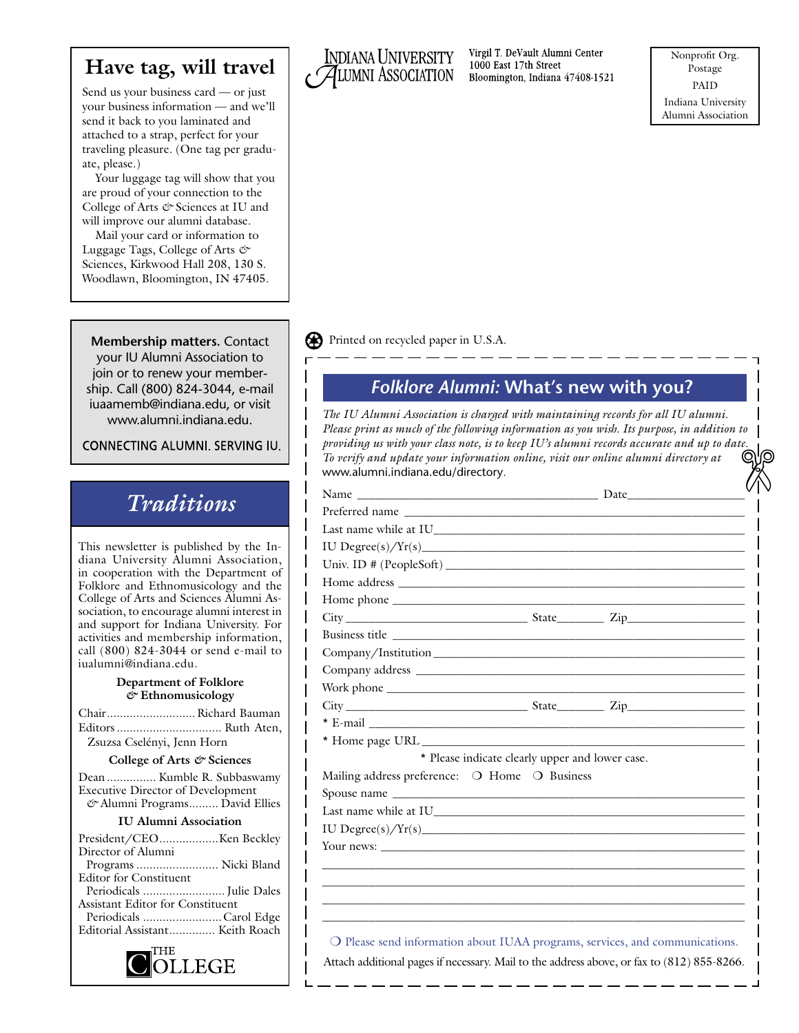## Have tag, will travel

Send us your business card — or just your business information — and we'll send it back to you laminated and attached to a strap, perfect for your traveling pleasure. (One tag per graduate, please.)

Your luggage tag will show that you are proud of your connection to the College of Arts & Sciences at IU and will improve our alumni database.

Mail your card or information to Luggage Tags, College of Arts & Sciences, Kirkwood Hall 208, 130 S. Woodlawn, Bloomington, IN 47405.

**Membership matters.** Contact your IU Alumni Association to join or to renew your membership. Call (800) 824-3044, e-mail iuaamemb@indiana.edu, or visit www.alumni.indiana.edu.

CONNECTING ALUMNI. SERVING IU.

## *Traditions*

This newsletter is published by the Indiana University Alumni Association, in cooperation with the Department of Folklore and Ethnomusicology and the College of Arts and Sciences Alumni Association, to encourage alumni interest in and support for Indiana University. For activities and membership information, call (800) 824-3044 or send e-mail to iualumni@indiana.edu.

**Department of Folklore & Ethnomusicology**

Chair ........................... Richard Bauman
Editors ................................ Ruth Aten, Zsuzsa Cselényi, Jenn Horn

**College of Arts & Sciences**

Dean ............... Kumble R. Subbaswamy
Executive Director of Development & Alumni Programs......... David Ellies

**IU Alumni Association**

President/CEO..................Ken Beckley
Director of Alumni Programs ......................... Nicki Bland
Editor for Constituent Periodicals ......................... Julie Dales
Assistant Editor for Constituent Periodicals ........................Carol Edge
Editorial Assistant............. Keith Roach

THE COLLEGE

INDIANA UNIVERSITY ALUMNI ASSOCIATION

Virgil T. DeVault Alumni Center
1000 East 17th Street
Bloomington, Indiana 47408-1521

Nonprofit Org.
Postage
PAID
Indiana University
Alumni Association

Printed on recycled paper in U.S.A.

## *Folklore Alumni:* What's new with you?

*The IU Alumni Association is charged with maintaining records for all IU alumni. Please print as much of the following information as you wish. Its purpose, in addition to providing us with your class note, is to keep IU's alumni records accurate and up to date. To verify and update your information online, visit our online alumni directory at* www.alumni.indiana.edu/directory.

Name ________________________ Date____________

Preferred name ________________________

Last name while at IU________________________

IU Degree(s)/Yr(s)________________________

Univ. ID # (PeopleSoft) ________________________

Home address ________________________

Home phone ________________________

City ________________ State_______ Zip____________

Business title ________________________

Company/Institution ________________________

Company address ________________________

Work phone ________________________

City ________________ State_______ Zip____________

* E-mail ________________________

* Home page URL ________________________

* Please indicate clearly upper and lower case.

Mailing address preference: ❍ Home ❍ Business

Spouse name ________________________

Last name while at IU________________________

IU Degree(s)/Yr(s)________________________

Your news: ________________________

________________________

________________________

________________________

________________________

❍ Please send information about IUAA programs, services, and communications.

Attach additional pages if necessary. Mail to the address above, or fax to (812) 855-8266.